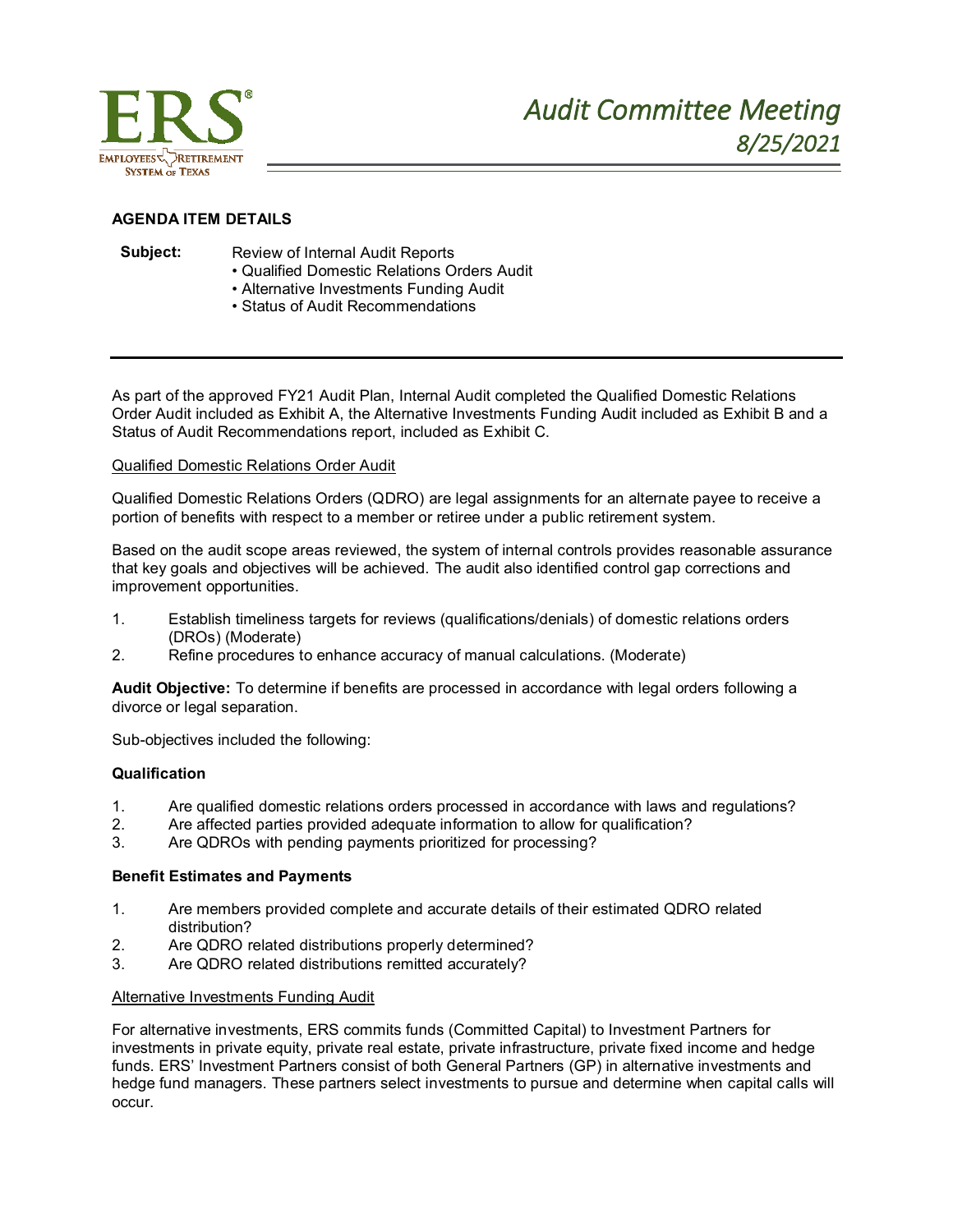# Audit Committee Meeting 8/25/2021

## AGENDA ITEM DETAILS

**Subject:** Review of Internal Audit Reports
- Qualified Domestic Relations Orders Audit
- Alternative Investments Funding Audit
- Status of Audit Recommendations

As part of the approved FY21 Audit Plan, Internal Audit completed the Qualified Domestic Relations Order Audit included as Exhibit A, the Alternative Investments Funding Audit included as Exhibit B and a Status of Audit Recommendations report, included as Exhibit C.

Qualified Domestic Relations Order Audit

Qualified Domestic Relations Orders (QDRO) are legal assignments for an alternate payee to receive a portion of benefits with respect to a member or retiree under a public retirement system.

Based on the audit scope areas reviewed, the system of internal controls provides reasonable assurance that key goals and objectives will be achieved. The audit also identified control gap corrections and improvement opportunities.

1. Establish timeliness targets for reviews (qualifications/denials) of domestic relations orders (DROs) (Moderate)
2. Refine procedures to enhance accuracy of manual calculations. (Moderate)

**Audit Objective:** To determine if benefits are processed in accordance with legal orders following a divorce or legal separation.

Sub-objectives included the following:

**Qualification**

1. Are qualified domestic relations orders processed in accordance with laws and regulations?
2. Are affected parties provided adequate information to allow for qualification?
3. Are QDROs with pending payments prioritized for processing?

**Benefit Estimates and Payments**

1. Are members provided complete and accurate details of their estimated QDRO related distribution?
2. Are QDRO related distributions properly determined?
3. Are QDRO related distributions remitted accurately?

Alternative Investments Funding Audit

For alternative investments, ERS commits funds (Committed Capital) to Investment Partners for investments in private equity, private real estate, private infrastructure, private fixed income and hedge funds. ERS' Investment Partners consist of both General Partners (GP) in alternative investments and hedge fund managers. These partners select investments to pursue and determine when capital calls will occur.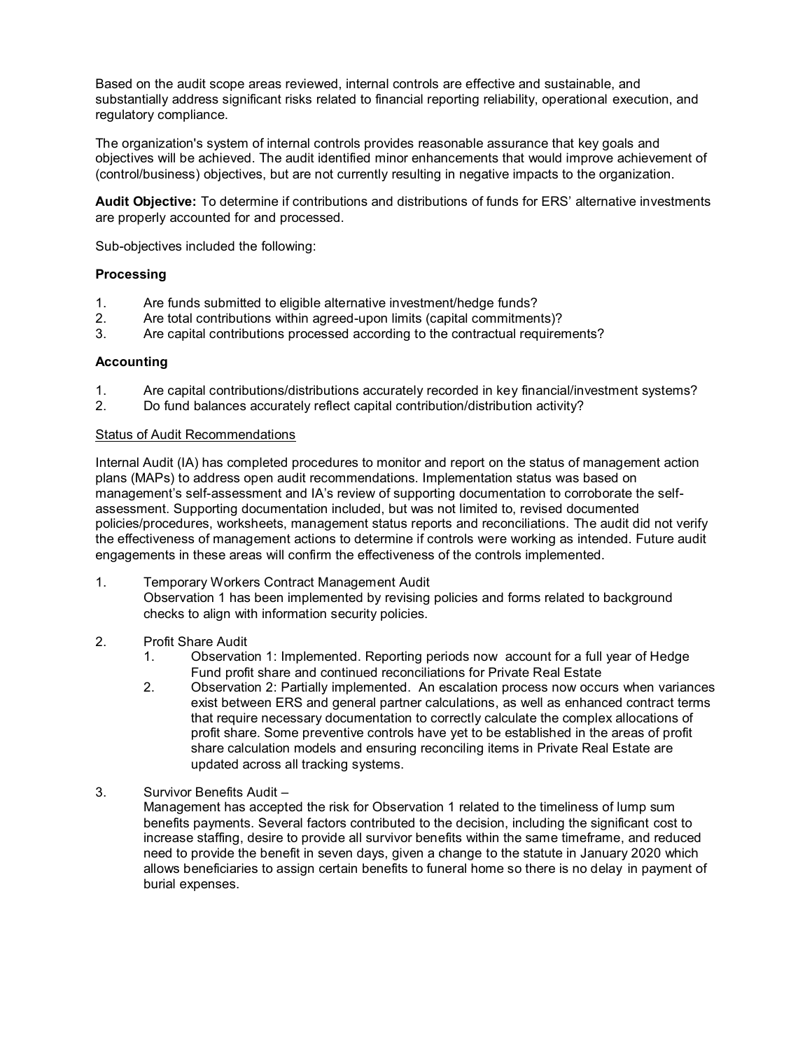Based on the audit scope areas reviewed, internal controls are effective and sustainable, and substantially address significant risks related to financial reporting reliability, operational execution, and regulatory compliance.

The organization's system of internal controls provides reasonable assurance that key goals and objectives will be achieved. The audit identified minor enhancements that would improve achievement of (control/business) objectives, but are not currently resulting in negative impacts to the organization.

**Audit Objective:** To determine if contributions and distributions of funds for ERS' alternative investments are properly accounted for and processed.

Sub-objectives included the following:

**Processing**

1. Are funds submitted to eligible alternative investment/hedge funds?
2. Are total contributions within agreed-upon limits (capital commitments)?
3. Are capital contributions processed according to the contractual requirements?

**Accounting**

1. Are capital contributions/distributions accurately recorded in key financial/investment systems?
2. Do fund balances accurately reflect capital contribution/distribution activity?

<u>Status of Audit Recommendations</u>

Internal Audit (IA) has completed procedures to monitor and report on the status of management action plans (MAPs) to address open audit recommendations. Implementation status was based on management's self-assessment and IA's review of supporting documentation to corroborate the self-assessment. Supporting documentation included, but was not limited to, revised documented policies/procedures, worksheets, management status reports and reconciliations. The audit did not verify the effectiveness of management actions to determine if controls were working as intended. Future audit engagements in these areas will confirm the effectiveness of the controls implemented.

1. Temporary Workers Contract Management Audit
   Observation 1 has been implemented by revising policies and forms related to background checks to align with information security policies.

2. Profit Share Audit
   1. Observation 1: Implemented. Reporting periods now account for a full year of Hedge Fund profit share and continued reconciliations for Private Real Estate
   2. Observation 2: Partially implemented. An escalation process now occurs when variances exist between ERS and general partner calculations, as well as enhanced contract terms that require necessary documentation to correctly calculate the complex allocations of profit share. Some preventive controls have yet to be established in the areas of profit share calculation models and ensuring reconciling items in Private Real Estate are updated across all tracking systems.

3. Survivor Benefits Audit –
   Management has accepted the risk for Observation 1 related to the timeliness of lump sum benefits payments. Several factors contributed to the decision, including the significant cost to increase staffing, desire to provide all survivor benefits within the same timeframe, and reduced need to provide the benefit in seven days, given a change to the statute in January 2020 which allows beneficiaries to assign certain benefits to funeral home so there is no delay in payment of burial expenses.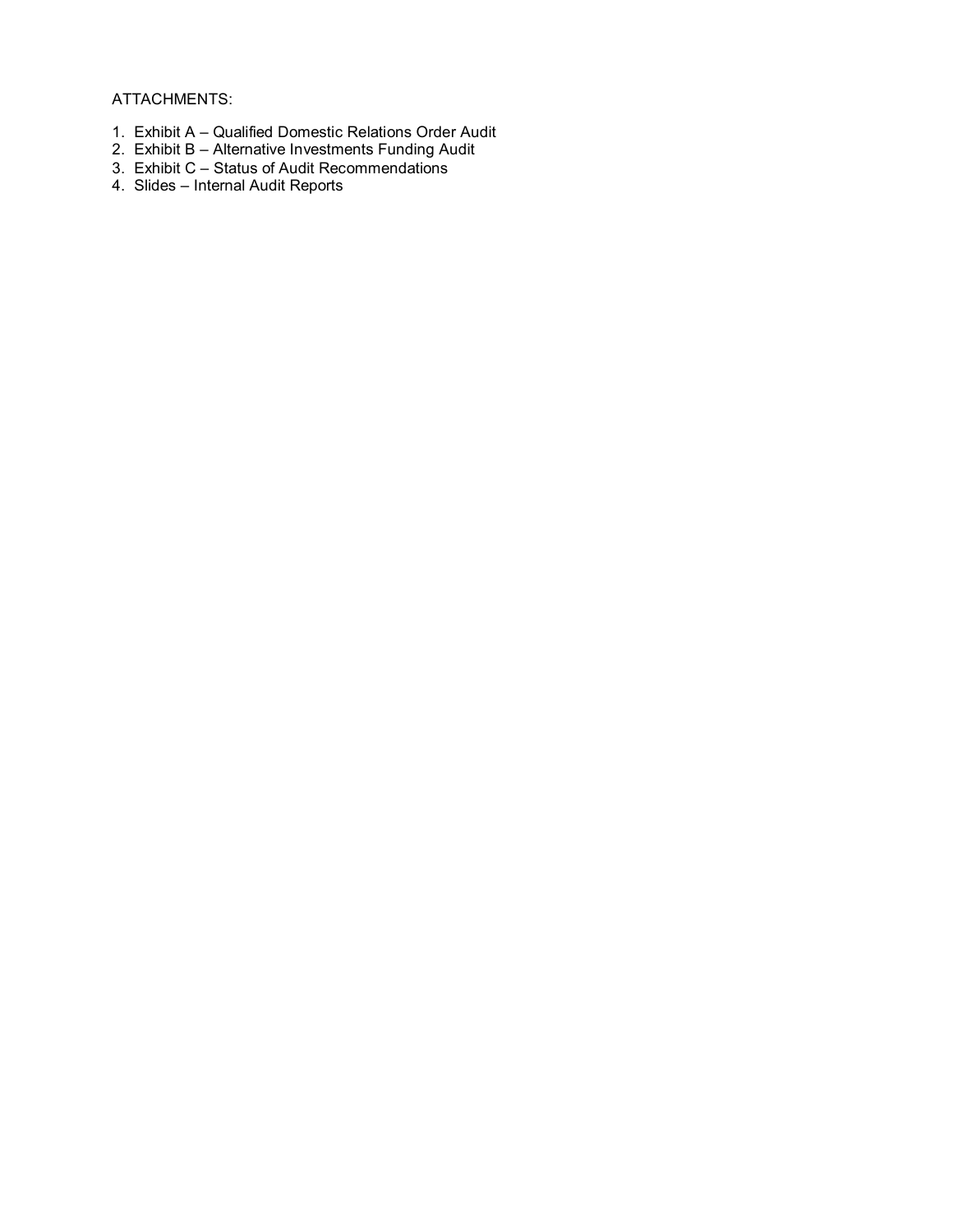ATTACHMENTS:

1. Exhibit A – Qualified Domestic Relations Order Audit
2. Exhibit B – Alternative Investments Funding Audit
3. Exhibit C – Status of Audit Recommendations
4. Slides – Internal Audit Reports